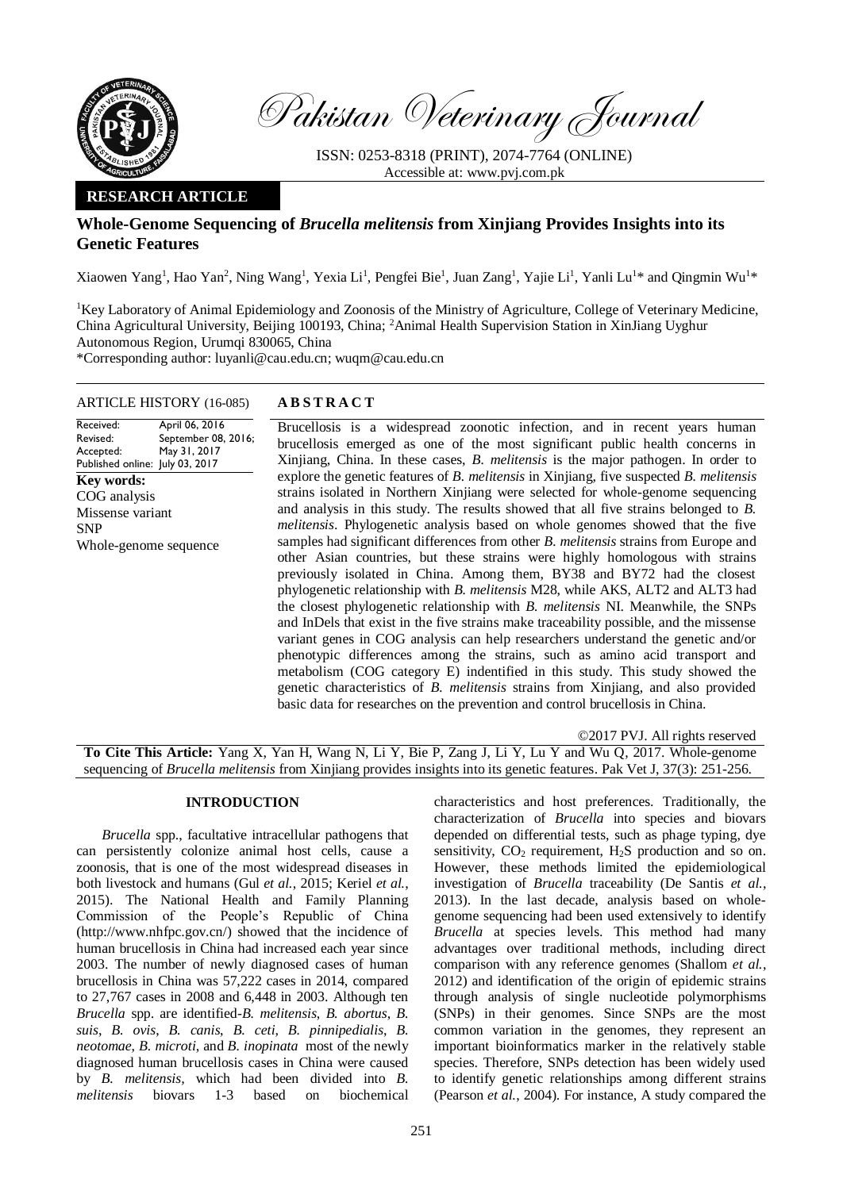Pakistan Veterinary Journal

ISSN: 0253-8318 (PRINT), 2074-7764 (ONLINE)
Accessible at: www.pvj.com.pk

**RESEARCH ARTICLE**

# Whole-Genome Sequencing of *Brucella melitensis* from Xinjiang Provides Insights into its Genetic Features

Xiaowen Yang[1], Hao Yan[2], Ning Wang[1], Yexia Li[1], Pengfei Bie[1], Juan Zang[1], Yajie Li[1], Yanli Lu[1]* and Qingmin Wu[1]*

[1]Key Laboratory of Animal Epidemiology and Zoonosis of the Ministry of Agriculture, College of Veterinary Medicine, China Agricultural University, Beijing 100193, China; [2]Animal Health Supervision Station in XinJiang Uyghur Autonomous Region, Urumqi 830065, China

*Corresponding author: luyanli@cau.edu.cn; wuqm@cau.edu.cn

**ARTICLE HISTORY** (16-085)

| | |
|---|---|
| Received: | April 06, 2016 |
| Revised: | September 08, 2016; |
| Accepted: | May 31, 2017 |
| Published online: | July 03, 2017 |

**Key words:**
COG analysis
Missense variant
SNP
Whole-genome sequence

## ABSTRACT

Brucellosis is a widespread zoonotic infection, and in recent years human brucellosis emerged as one of the most significant public health concerns in Xinjiang, China. In these cases, *B. melitensis* is the major pathogen. In order to explore the genetic features of *B. melitensis* in Xinjiang, five suspected *B. melitensis* strains isolated in Northern Xinjiang were selected for whole-genome sequencing and analysis in this study. The results showed that all five strains belonged to *B. melitensis*. Phylogenetic analysis based on whole genomes showed that the five samples had significant differences from other *B. melitensis* strains from Europe and other Asian countries, but these strains were highly homologous with strains previously isolated in China. Among them, BY38 and BY72 had the closest phylogenetic relationship with *B. melitensis* M28, while AKS, ALT2 and ALT3 had the closest phylogenetic relationship with *B. melitensis* NI. Meanwhile, the SNPs and InDels that exist in the five strains make traceability possible, and the missense variant genes in COG analysis can help researchers understand the genetic and/or phenotypic differences among the strains, such as amino acid transport and metabolism (COG category E) indentified in this study. This study showed the genetic characteristics of *B. melitensis* strains from Xinjiang, and also provided basic data for researches on the prevention and control brucellosis in China.

©2017 PVJ. All rights reserved

**To Cite This Article:** Yang X, Yan H, Wang N, Li Y, Bie P, Zang J, Li Y, Lu Y and Wu Q, 2017. Whole-genome sequencing of *Brucella melitensis* from Xinjiang provides insights into its genetic features. Pak Vet J, 37(3): 251-256.

## INTRODUCTION

*Brucella* spp., facultative intracellular pathogens that can persistently colonize animal host cells, cause a zoonosis, that is one of the most widespread diseases in both livestock and humans (Gul *et al.,* 2015; Keriel *et al.,* 2015). The National Health and Family Planning Commission of the People's Republic of China (http://www.nhfpc.gov.cn/) showed that the incidence of human brucellosis in China had increased each year since 2003. The number of newly diagnosed cases of human brucellosis in China was 57,222 cases in 2014, compared to 27,767 cases in 2008 and 6,448 in 2003. Although ten *Brucella* spp. are identified-*B. melitensis*, *B. abortus*, *B. suis*, *B. ovis*, *B. canis*, *B. ceti*, *B. pinnipedialis*, *B. neotomae*, *B. microti*, and *B. inopinata* most of the newly diagnosed human brucellosis cases in China were caused by *B. melitensis,* which had been divided into *B. melitensis* biovars 1-3 based on biochemical characteristics and host preferences. Traditionally, the characterization of *Brucella* into species and biovars depended on differential tests, such as phage typing, dye sensitivity, $CO_2$ requirement, $H_2S$ production and so on. However, these methods limited the epidemiological investigation of *Brucella* traceability (De Santis *et al.*, 2013). In the last decade, analysis based on whole-genome sequencing had been used extensively to identify *Brucella* at species levels. This method had many advantages over traditional methods, including direct comparison with any reference genomes (Shallom *et al.*, 2012) and identification of the origin of epidemic strains through analysis of single nucleotide polymorphisms (SNPs) in their genomes. Since SNPs are the most common variation in the genomes, they represent an important bioinformatics marker in the relatively stable species. Therefore, SNPs detection has been widely used to identify genetic relationships among different strains (Pearson *et al.*, 2004). For instance, A study compared the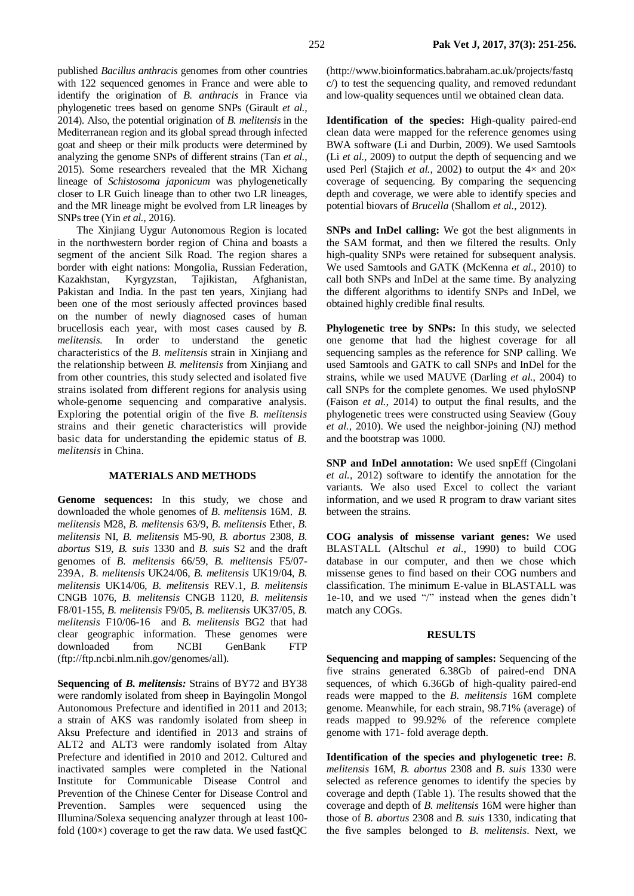published *Bacillus anthracis* genomes from other countries with 122 sequenced genomes in France and were able to identify the origination of *B. anthracis* in France via phylogenetic trees based on genome SNPs (Girault *et al.*, 2014). Also, the potential origination of *B. melitensis* in the Mediterranean region and its global spread through infected goat and sheep or their milk products were determined by analyzing the genome SNPs of different strains (Tan *et al.*, 2015). Some researchers revealed that the MR Xichang lineage of *Schistosoma japonicum* was phylogenetically closer to LR Guich lineage than to other two LR lineages, and the MR lineage might be evolved from LR lineages by SNPs tree (Yin *et al.*, 2016).

The Xinjiang Uygur Autonomous Region is located in the northwestern border region of China and boasts a segment of the ancient Silk Road. The region shares a border with eight nations: Mongolia, Russian Federation, Kazakhstan, Kyrgyzstan, Tajikistan, Afghanistan, Pakistan and India. In the past ten years, Xinjiang had been one of the most seriously affected provinces based on the number of newly diagnosed cases of human brucellosis each year, with most cases caused by *B. melitensis*. In order to understand the genetic characteristics of the *B. melitensis* strain in Xinjiang and the relationship between *B. melitensis* from Xinjiang and from other countries, this study selected and isolated five strains isolated from different regions for analysis using whole-genome sequencing and comparative analysis. Exploring the potential origin of the five *B. melitensis* strains and their genetic characteristics will provide basic data for understanding the epidemic status of *B. melitensis* in China.

## MATERIALS AND METHODS

**Genome sequences:** In this study, we chose and downloaded the whole genomes of *B. melitensis* 16M, *B. melitensis* M28, *B. melitensis* 63/9, *B. melitensis* Ether, *B. melitensis* NI, *B. melitensis* M5-90, *B. abortus* 2308, *B. abortus* S19, *B. suis* 1330 and *B. suis* S2 and the draft genomes of *B. melitensis* 66/59, *B. melitensis* F5/07-239A, *B. melitensis* UK24/06, *B. melitensis* UK19/04, *B. melitensis* UK14/06, *B. melitensis* REV.1, *B. melitensis* CNGB 1076, *B. melitensis* CNGB 1120, *B. melitensis* F8/01-155, *B. melitensis* F9/05, *B. melitensis* UK37/05, *B. melitensis* F10/06-16 and *B. melitensis* BG2 that had clear geographic information. These genomes were downloaded from NCBI GenBank FTP (ftp://ftp.ncbi.nlm.nih.gov/genomes/all).

**Sequencing of *B. melitensis:*** Strains of BY72 and BY38 were randomly isolated from sheep in Bayingolin Mongol Autonomous Prefecture and identified in 2011 and 2013; a strain of AKS was randomly isolated from sheep in Aksu Prefecture and identified in 2013 and strains of ALT2 and ALT3 were randomly isolated from Altay Prefecture and identified in 2010 and 2012. Cultured and inactivated samples were completed in the National Institute for Communicable Disease Control and Prevention of the Chinese Center for Disease Control and Prevention. Samples were sequenced using the Illumina/Solexa sequencing analyzer through at least 100-fold (100×) coverage to get the raw data. We used fastQC (http://www.bioinformatics.babraham.ac.uk/projects/fastqc/) to test the sequencing quality, and removed redundant and low-quality sequences until we obtained clean data.

**Identification of the species:** High-quality paired-end clean data were mapped for the reference genomes using BWA software (Li and Durbin, 2009). We used Samtools (Li *et al.*, 2009) to output the depth of sequencing and we used Perl (Stajich *et al.*, 2002) to output the 4× and 20× coverage of sequencing. By comparing the sequencing depth and coverage, we were able to identify species and potential biovars of *Brucella* (Shallom *et al.*, 2012).

**SNPs and InDel calling:** We got the best alignments in the SAM format, and then we filtered the results. Only high-quality SNPs were retained for subsequent analysis. We used Samtools and GATK (McKenna *et al.*, 2010) to call both SNPs and InDel at the same time. By analyzing the different algorithms to identify SNPs and InDel, we obtained highly credible final results.

**Phylogenetic tree by SNPs:** In this study, we selected one genome that had the highest coverage for all sequencing samples as the reference for SNP calling. We used Samtools and GATK to call SNPs and InDel for the strains, while we used MAUVE (Darling *et al.*, 2004) to call SNPs for the complete genomes. We used phyloSNP (Faison *et al.*, 2014) to output the final results, and the phylogenetic trees were constructed using Seaview (Gouy *et al.*, 2010). We used the neighbor-joining (NJ) method and the bootstrap was 1000.

**SNP and InDel annotation:** We used snpEff (Cingolani *et al.*, 2012) software to identify the annotation for the variants. We also used Excel to collect the variant information, and we used R program to draw variant sites between the strains.

**COG analysis of missense variant genes:** We used BLASTALL (Altschul *et al.*, 1990) to build COG database in our computer, and then we chose which missense genes to find based on their COG numbers and classification. The minimum E-value in BLASTALL was 1e-10, and we used "/" instead when the genes didn't match any COGs.

## RESULTS

**Sequencing and mapping of samples:** Sequencing of the five strains generated 6.38Gb of paired-end DNA sequences, of which 6.36Gb of high-quality paired-end reads were mapped to the *B. melitensis* 16M complete genome. Meanwhile, for each strain, 98.71% (average) of reads mapped to 99.92% of the reference complete genome with 171- fold average depth.

**Identification of the species and phylogenetic tree:** *B. melitensis* 16M, *B. abortus* 2308 and *B. suis* 1330 were selected as reference genomes to identify the species by coverage and depth (Table 1). The results showed that the coverage and depth of *B. melitensis* 16M were higher than those of *B. abortus* 2308 and *B. suis* 1330, indicating that the five samples belonged to *B. melitensis*. Next, we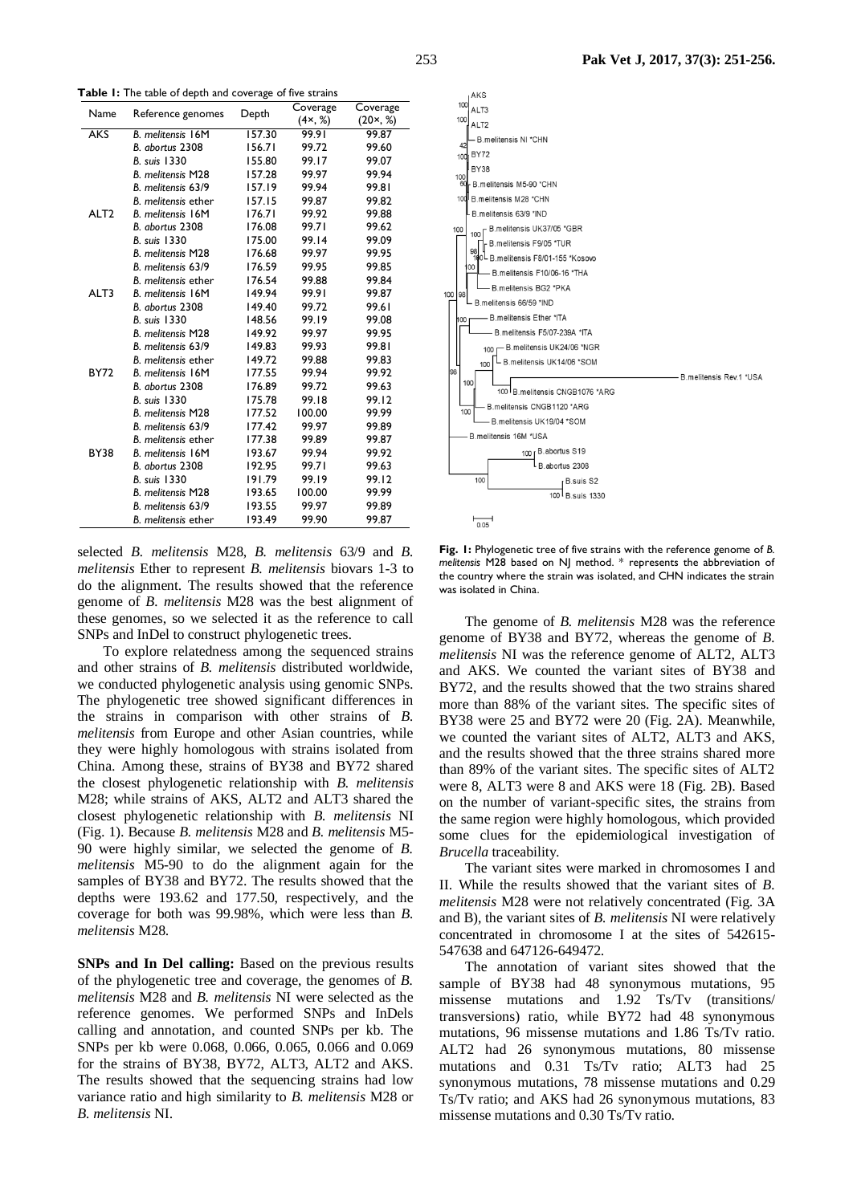**Table 1:** The table of depth and coverage of five strains

| Name | Reference genomes | Depth | Coverage (4×, %) | Coverage (20×, %) |
|---|---|---|---|---|
| AKS | *B. melitensis* 16M | 157.30 | 99.91 | 99.87 |
| | *B. abortus* 2308 | 156.71 | 99.72 | 99.60 |
| | *B. suis* 1330 | 155.80 | 99.17 | 99.07 |
| | *B. melitensis* M28 | 157.28 | 99.97 | 99.94 |
| | *B. melitensis* 63/9 | 157.19 | 99.94 | 99.81 |
| | *B. melitensis* ether | 157.15 | 99.87 | 99.82 |
| ALT2 | *B. melitensis* 16M | 176.71 | 99.92 | 99.88 |
| | *B. abortus* 2308 | 176.08 | 99.71 | 99.62 |
| | *B. suis* 1330 | 175.00 | 99.14 | 99.09 |
| | *B. melitensis* M28 | 176.68 | 99.97 | 99.95 |
| | *B. melitensis* 63/9 | 176.59 | 99.95 | 99.85 |
| | *B. melitensis* ether | 176.54 | 99.88 | 99.84 |
| ALT3 | *B. melitensis* 16M | 149.94 | 99.91 | 99.87 |
| | *B. abortus* 2308 | 149.40 | 99.72 | 99.61 |
| | *B. suis* 1330 | 148.56 | 99.19 | 99.08 |
| | *B. melitensis* M28 | 149.92 | 99.97 | 99.95 |
| | *B. melitensis* 63/9 | 149.83 | 99.93 | 99.81 |
| | *B. melitensis* ether | 149.72 | 99.88 | 99.83 |
| BY72 | *B. melitensis* 16M | 177.55 | 99.94 | 99.92 |
| | *B. abortus* 2308 | 176.89 | 99.72 | 99.63 |
| | *B. suis* 1330 | 175.78 | 99.18 | 99.12 |
| | *B. melitensis* M28 | 177.52 | 100.00 | 99.99 |
| | *B. melitensis* 63/9 | 177.42 | 99.97 | 99.89 |
| | *B. melitensis* ether | 177.38 | 99.89 | 99.87 |
| BY38 | *B. melitensis* 16M | 193.67 | 99.94 | 99.92 |
| | *B. abortus* 2308 | 192.95 | 99.71 | 99.63 |
| | *B. suis* 1330 | 191.79 | 99.19 | 99.12 |
| | *B. melitensis* M28 | 193.65 | 100.00 | 99.99 |
| | *B. melitensis* 63/9 | 193.55 | 99.97 | 99.89 |
| | *B. melitensis* ether | 193.49 | 99.90 | 99.87 |

selected *B. melitensis* M28, *B. melitensis* 63/9 and *B. melitensis* Ether to represent *B. melitensis* biovars 1-3 to do the alignment. The results showed that the reference genome of *B. melitensis* M28 was the best alignment of these genomes, so we selected it as the reference to call SNPs and InDel to construct phylogenetic trees.

To explore relatedness among the sequenced strains and other strains of *B. melitensis* distributed worldwide, we conducted phylogenetic analysis using genomic SNPs. The phylogenetic tree showed significant differences in the strains in comparison with other strains of *B. melitensis* from Europe and other Asian countries, while they were highly homologous with strains isolated from China. Among these, strains of BY38 and BY72 shared the closest phylogenetic relationship with *B. melitensis* M28; while strains of AKS, ALT2 and ALT3 shared the closest phylogenetic relationship with *B. melitensis* NI (Fig. 1). Because *B. melitensis* M28 and *B. melitensis* M5-90 were highly similar, we selected the genome of *B. melitensis* M5-90 to do the alignment again for the samples of BY38 and BY72. The results showed that the depths were 193.62 and 177.50, respectively, and the coverage for both was 99.98%, which were less than *B. melitensis* M28.

**SNPs and In Del calling:** Based on the previous results of the phylogenetic tree and coverage, the genomes of *B. melitensis* M28 and *B. melitensis* NI were selected as the reference genomes. We performed SNPs and InDels calling and annotation, and counted SNPs per kb. The SNPs per kb were 0.068, 0.066, 0.065, 0.066 and 0.069 for the strains of BY38, BY72, ALT3, ALT2 and AKS. The results showed that the sequencing strains had low variance ratio and high similarity to *B. melitensis* M28 or *B. melitensis* NI.

**Fig. 1:** Phylogenetic tree of five strains with the reference genome of *B. melitensis* M28 based on NJ method. * represents the abbreviation of the country where the strain was isolated, and CHN indicates the strain was isolated in China.

The genome of *B. melitensis* M28 was the reference genome of BY38 and BY72, whereas the genome of *B. melitensis* NI was the reference genome of ALT2, ALT3 and AKS. We counted the variant sites of BY38 and BY72, and the results showed that the two strains shared more than 88% of the variant sites. The specific sites of BY38 were 25 and BY72 were 20 (Fig. 2A). Meanwhile, we counted the variant sites of ALT2, ALT3 and AKS, and the results showed that the three strains shared more than 89% of the variant sites. The specific sites of ALT2 were 8, ALT3 were 8 and AKS were 18 (Fig. 2B). Based on the number of variant-specific sites, the strains from the same region were highly homologous, which provided some clues for the epidemiological investigation of *Brucella* traceability.

The variant sites were marked in chromosomes I and II. While the results showed that the variant sites of *B. melitensis* M28 were not relatively concentrated (Fig. 3A and B), the variant sites of *B. melitensis* NI were relatively concentrated in chromosome I at the sites of 542615-547638 and 647126-649472.

The annotation of variant sites showed that the sample of BY38 had 48 synonymous mutations, 95 missense mutations and 1.92 Ts/Tv (transitions/ transversions) ratio, while BY72 had 48 synonymous mutations, 96 missense mutations and 1.86 Ts/Tv ratio. ALT2 had 26 synonymous mutations, 80 missense mutations and 0.31 Ts/Tv ratio; ALT3 had 25 synonymous mutations, 78 missense mutations and 0.29 Ts/Tv ratio; and AKS had 26 synonymous mutations, 83 missense mutations and 0.30 Ts/Tv ratio.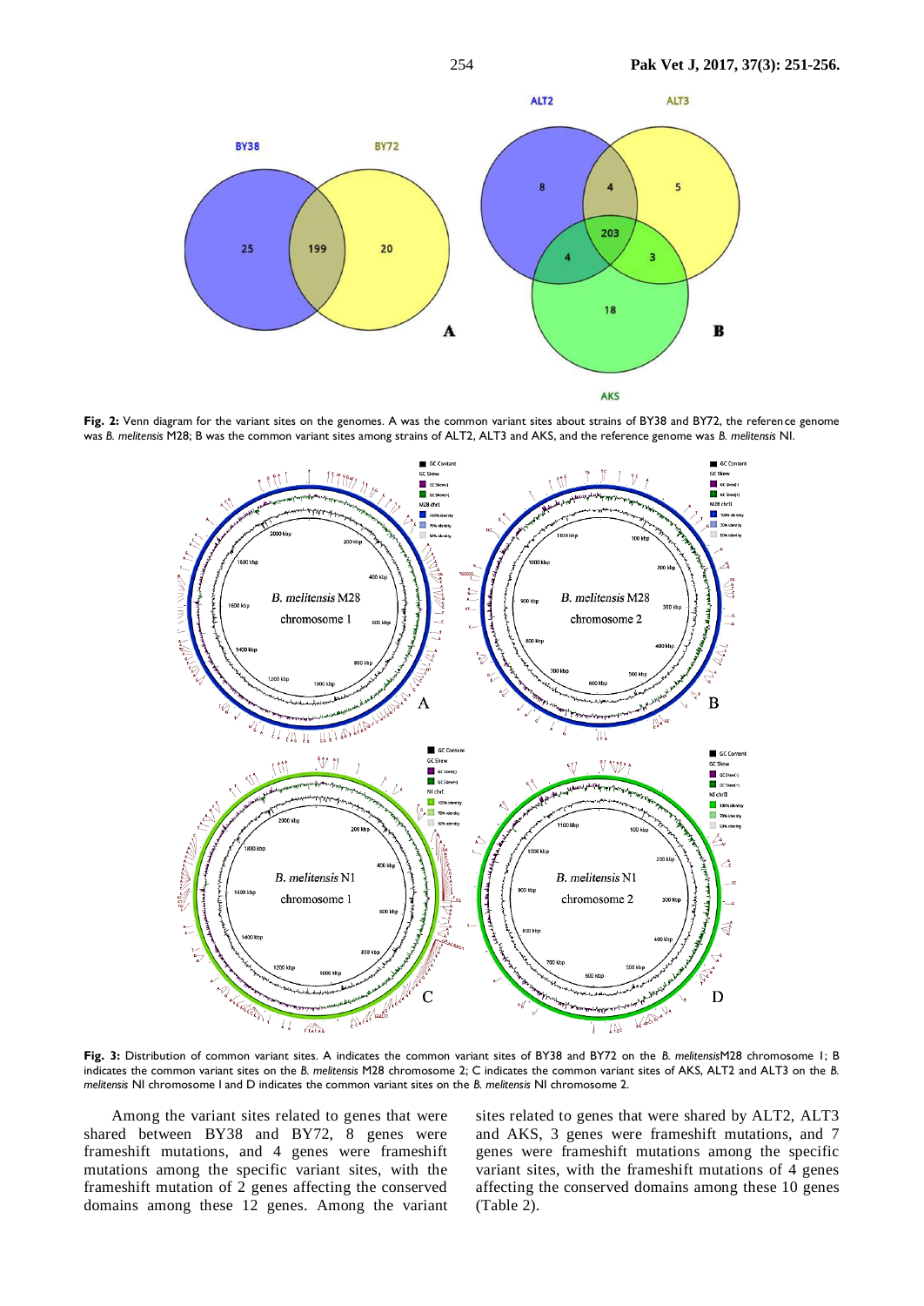**Fig. 2:** Venn diagram for the variant sites on the genomes. A was the common variant sites about strains of BY38 and BY72, the reference genome was *B. melitensis* M28; B was the common variant sites among strains of ALT2, ALT3 and AKS, and the reference genome was *B. melitensis* NI.

**Fig. 3:** Distribution of common variant sites. A indicates the common variant sites of BY38 and BY72 on the *B. melitensis*M28 chromosome 1; B indicates the common variant sites on the *B. melitensis* M28 chromosome 2; C indicates the common variant sites of AKS, ALT2 and ALT3 on the *B. melitensis* NI chromosome I and D indicates the common variant sites on the *B. melitensis* NI chromosome 2.

Among the variant sites related to genes that were shared between BY38 and BY72, 8 genes were frameshift mutations, and 4 genes were frameshift mutations among the specific variant sites, with the frameshift mutation of 2 genes affecting the conserved domains among these 12 genes. Among the variant sites related to genes that were shared by ALT2, ALT3 and AKS, 3 genes were frameshift mutations, and 7 genes were frameshift mutations among the specific variant sites, with the frameshift mutations of 4 genes affecting the conserved domains among these 10 genes (Table 2).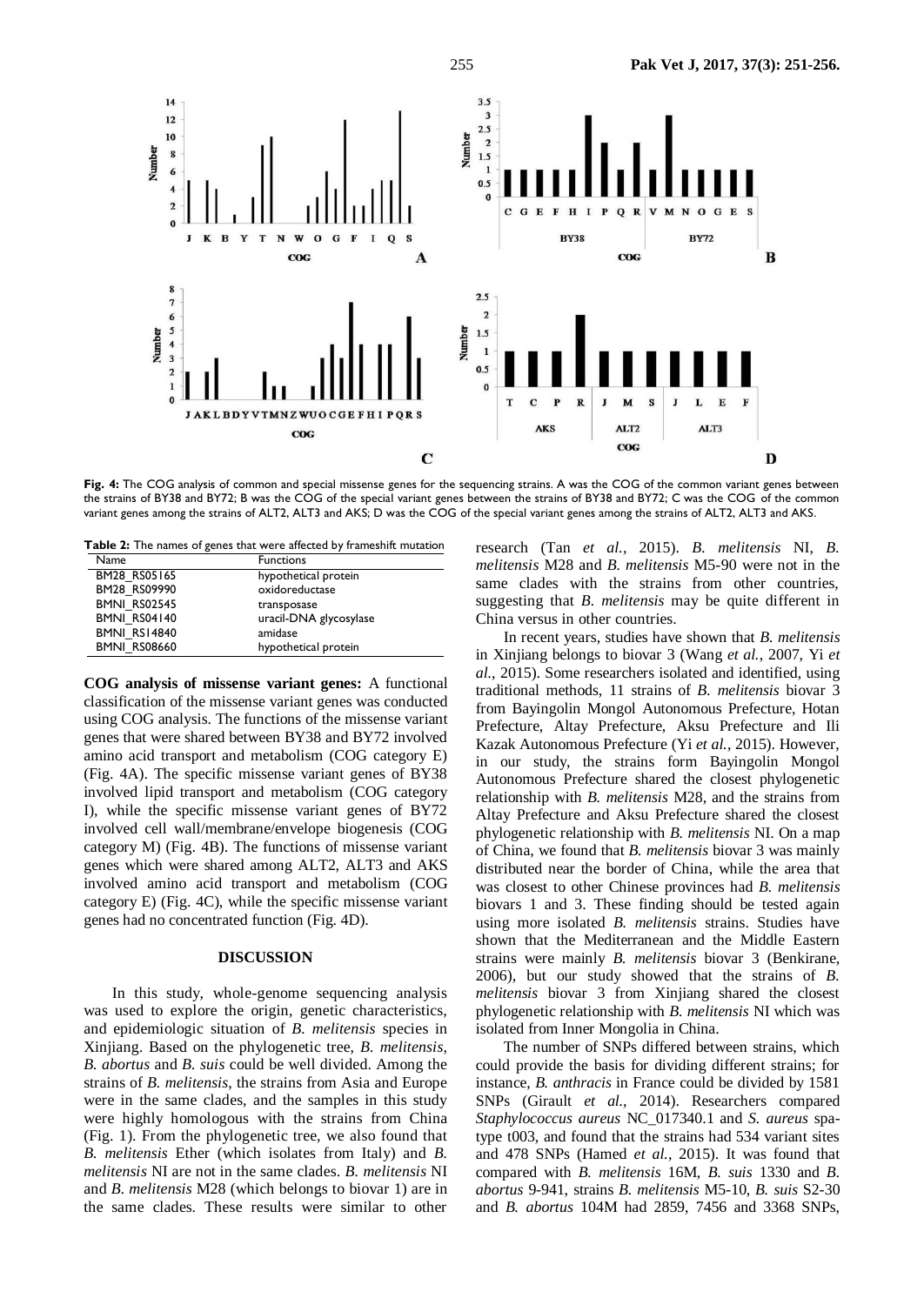**Fig. 4:** The COG analysis of common and special missense genes for the sequencing strains. A was the COG of the common variant genes between the strains of BY38 and BY72; B was the COG of the special variant genes between the strains of BY38 and BY72; C was the COG of the common variant genes among the strains of ALT2, ALT3 and AKS; D was the COG of the special variant genes among the strains of ALT2, ALT3 and AKS.

**Table 2:** The names of genes that were affected by frameshift mutation

| Name | Functions |
|---|---|
| BM28_RS05165 | hypothetical protein |
| BM28_RS09990 | oxidoreductase |
| BMNI_RS02545 | transposase |
| BMNI_RS04140 | uracil-DNA glycosylase |
| BMNI_RS14840 | amidase |
| BMNI_RS08660 | hypothetical protein |

**COG analysis of missense variant genes:** A functional classification of the missense variant genes was conducted using COG analysis. The functions of the missense variant genes that were shared between BY38 and BY72 involved amino acid transport and metabolism (COG category E) (Fig. 4A). The specific missense variant genes of BY38 involved lipid transport and metabolism (COG category I), while the specific missense variant genes of BY72 involved cell wall/membrane/envelope biogenesis (COG category M) (Fig. 4B). The functions of missense variant genes which were shared among ALT2, ALT3 and AKS involved amino acid transport and metabolism (COG category E) (Fig. 4C), while the specific missense variant genes had no concentrated function (Fig. 4D).

## DISCUSSION

In this study, whole-genome sequencing analysis was used to explore the origin, genetic characteristics, and epidemiologic situation of *B. melitensis* species in Xinjiang. Based on the phylogenetic tree, *B. melitensis, B. abortus* and *B. suis* could be well divided. Among the strains of *B. melitensis*, the strains from Asia and Europe were in the same clades, and the samples in this study were highly homologous with the strains from China (Fig. 1). From the phylogenetic tree, we also found that *B. melitensis* Ether (which isolates from Italy) and *B. melitensis* NI are not in the same clades. *B. melitensis* NI and *B. melitensis* M28 (which belongs to biovar 1) are in the same clades. These results were similar to other research (Tan *et al.*, 2015). *B. melitensis* NI, *B. melitensis* M28 and *B. melitensis* M5-90 were not in the same clades with the strains from other countries, suggesting that *B. melitensis* may be quite different in China versus in other countries.

In recent years, studies have shown that *B. melitensis* in Xinjiang belongs to biovar 3 (Wang *et al.*, 2007, Yi *et al.*, 2015). Some researchers isolated and identified, using traditional methods, 11 strains of *B. melitensis* biovar 3 from Bayingolin Mongol Autonomous Prefecture, Hotan Prefecture, Altay Prefecture, Aksu Prefecture and Ili Kazak Autonomous Prefecture (Yi *et al.*, 2015). However, in our study, the strains form Bayingolin Mongol Autonomous Prefecture shared the closest phylogenetic relationship with *B. melitensis* M28, and the strains from Altay Prefecture and Aksu Prefecture shared the closest phylogenetic relationship with *B. melitensis* NI. On a map of China, we found that *B. melitensis* biovar 3 was mainly distributed near the border of China, while the area that was closest to other Chinese provinces had *B. melitensis* biovars 1 and 3. These finding should be tested again using more isolated *B. melitensis* strains. Studies have shown that the Mediterranean and the Middle Eastern strains were mainly *B. melitensis* biovar 3 (Benkirane, 2006), but our study showed that the strains of *B. melitensis* biovar 3 from Xinjiang shared the closest phylogenetic relationship with *B. melitensis* NI which was isolated from Inner Mongolia in China.

The number of SNPs differed between strains, which could provide the basis for dividing different strains; for instance, *B. anthracis* in France could be divided by 1581 SNPs (Girault *et al.*, 2014). Researchers compared *Staphylococcus aureus* NC_017340.1 and *S. aureus* spa-type t003, and found that the strains had 534 variant sites and 478 SNPs (Hamed *et al.*, 2015). It was found that compared with *B. melitensis* 16M, *B. suis* 1330 and *B. abortus* 9-941, strains *B. melitensis* M5-10, *B. suis* S2-30 and *B. abortus* 104M had 2859, 7456 and 3368 SNPs,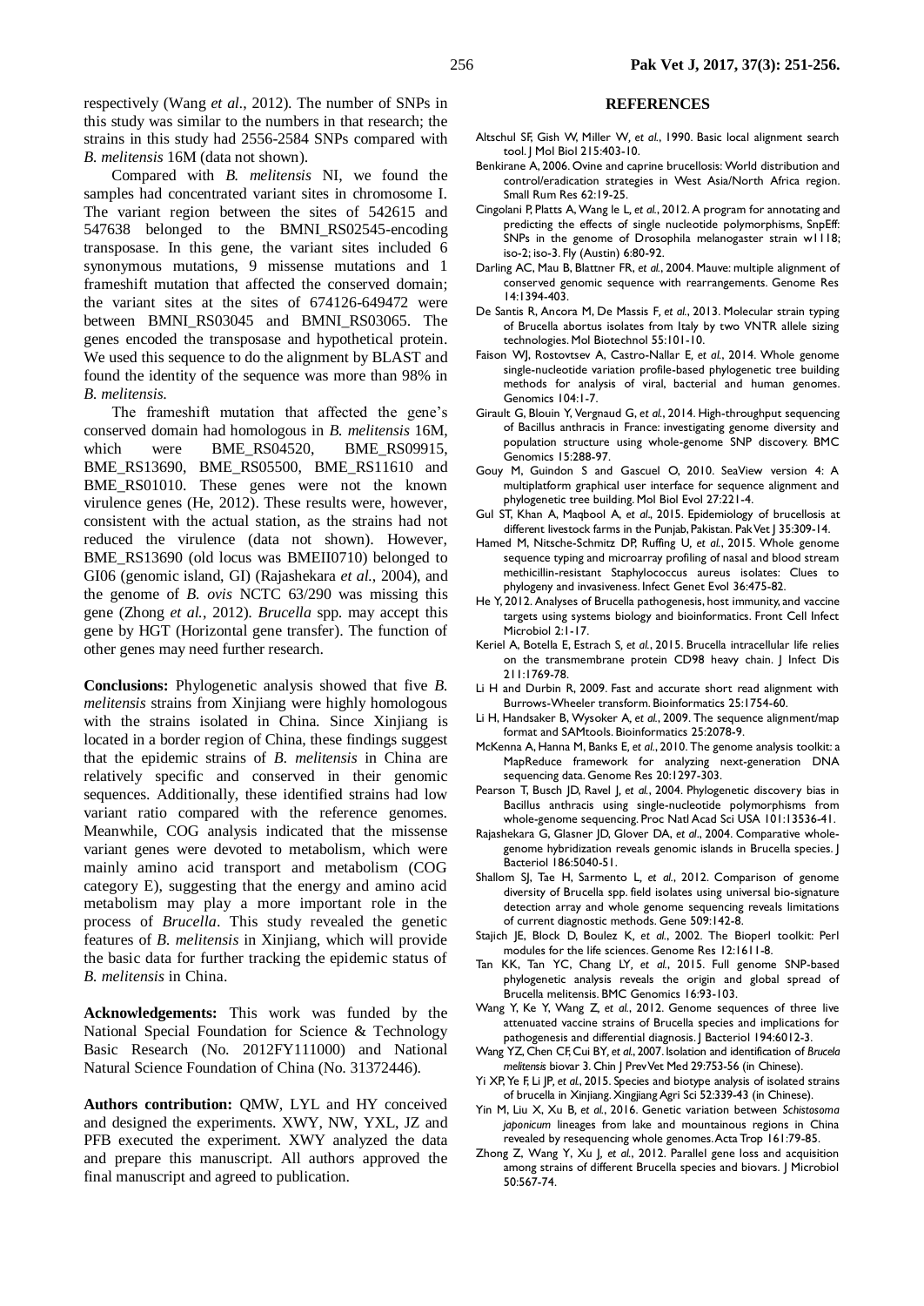respectively (Wang *et al.*, 2012). The number of SNPs in this study was similar to the numbers in that research; the strains in this study had 2556-2584 SNPs compared with *B. melitensis* 16M (data not shown).

Compared with *B. melitensis* NI, we found the samples had concentrated variant sites in chromosome I. The variant region between the sites of 542615 and 547638 belonged to the BMNI_RS02545-encoding transposase. In this gene, the variant sites included 6 synonymous mutations, 9 missense mutations and 1 frameshift mutation that affected the conserved domain; the variant sites at the sites of 674126-649472 were between BMNI_RS03045 and BMNI_RS03065. The genes encoded the transposase and hypothetical protein. We used this sequence to do the alignment by BLAST and found the identity of the sequence was more than 98% in *B. melitensis*.

The frameshift mutation that affected the gene's conserved domain had homologous in *B. melitensis* 16M, which were BME_RS04520, BME_RS09915, BME_RS13690, BME_RS05500, BME_RS11610 and BME_RS01010. These genes were not the known virulence genes (He, 2012). These results were, however, consistent with the actual station, as the strains had not reduced the virulence (data not shown). However, BME_RS13690 (old locus was BMEII0710) belonged to GI06 (genomic island, GI) (Rajashekara *et al.*, 2004), and the genome of *B. ovis* NCTC 63/290 was missing this gene (Zhong *et al.*, 2012). *Brucella* spp. may accept this gene by HGT (Horizontal gene transfer). The function of other genes may need further research.

**Conclusions:** Phylogenetic analysis showed that five *B. melitensis* strains from Xinjiang were highly homologous with the strains isolated in China. Since Xinjiang is located in a border region of China, these findings suggest that the epidemic strains of *B. melitensis* in China are relatively specific and conserved in their genomic sequences. Additionally, these identified strains had low variant ratio compared with the reference genomes. Meanwhile, COG analysis indicated that the missense variant genes were devoted to metabolism, which were mainly amino acid transport and metabolism (COG category E), suggesting that the energy and amino acid metabolism may play a more important role in the process of *Brucella*. This study revealed the genetic features of *B. melitensis* in Xinjiang, which will provide the basic data for further tracking the epidemic status of *B. melitensis* in China.

**Acknowledgements:** This work was funded by the National Special Foundation for Science & Technology Basic Research (No. 2012FY111000) and National Natural Science Foundation of China (No. 31372446).

**Authors contribution:** QMW, LYL and HY conceived and designed the experiments. XWY, NW, YXL, JZ and PFB executed the experiment. XWY analyzed the data and prepare this manuscript. All authors approved the final manuscript and agreed to publication.

## REFERENCES

Altschul SF, Gish W, Miller W, *et al.*, 1990. Basic local alignment search tool. J Mol Biol 215:403-10.

Benkirane A, 2006. Ovine and caprine brucellosis: World distribution and control/eradication strategies in West Asia/North Africa region. Small Rum Res 62:19-25.

Cingolani P, Platts A, Wang le L, *et al.*, 2012. A program for annotating and predicting the effects of single nucleotide polymorphisms, SnpEff: SNPs in the genome of Drosophila melanogaster strain w1118; iso-2; iso-3. Fly (Austin) 6:80-92.

Darling AC, Mau B, Blattner FR, *et al.*, 2004. Mauve: multiple alignment of conserved genomic sequence with rearrangements. Genome Res 14:1394-403.

De Santis R, Ancora M, De Massis F, *et al.*, 2013. Molecular strain typing of Brucella abortus isolates from Italy by two VNTR allele sizing technologies. Mol Biotechnol 55:101-10.

Faison WJ, Rostovtsev A, Castro-Nallar E, *et al.*, 2014. Whole genome single-nucleotide variation profile-based phylogenetic tree building methods for analysis of viral, bacterial and human genomes. Genomics 104:1-7.

Girault G, Blouin Y, Vergnaud G, *et al.*, 2014. High-throughput sequencing of Bacillus anthracis in France: investigating genome diversity and population structure using whole-genome SNP discovery. BMC Genomics 15:288-97.

Gouy M, Guindon S and Gascuel O, 2010. SeaView version 4: A multiplatform graphical user interface for sequence alignment and phylogenetic tree building. Mol Biol Evol 27:221-4.

Gul ST, Khan A, Maqbool A, *et al.*, 2015. Epidemiology of brucellosis at different livestock farms in the Punjab, Pakistan. Pak Vet J 35:309-14.

Hamed M, Nitsche-Schmitz DP, Ruffing U, *et al.*, 2015. Whole genome sequence typing and microarray profiling of nasal and blood stream methicillin-resistant Staphylococcus aureus isolates: Clues to phylogeny and invasiveness. Infect Genet Evol 36:475-82.

He Y, 2012. Analyses of Brucella pathogenesis, host immunity, and vaccine targets using systems biology and bioinformatics. Front Cell Infect Microbiol 2:1-17.

Keriel A, Botella E, Estrach S, *et al.*, 2015. Brucella intracellular life relies on the transmembrane protein CD98 heavy chain. J Infect Dis 211:1769-78.

Li H and Durbin R, 2009. Fast and accurate short read alignment with Burrows-Wheeler transform. Bioinformatics 25:1754-60.

Li H, Handsaker B, Wysoker A, *et al.*, 2009. The sequence alignment/map format and SAMtools. Bioinformatics 25:2078-9.

McKenna A, Hanna M, Banks E, *et al.*, 2010. The genome analysis toolkit: a MapReduce framework for analyzing next-generation DNA sequencing data. Genome Res 20:1297-303.

Pearson T, Busch JD, Ravel J, *et al.*, 2004. Phylogenetic discovery bias in Bacillus anthracis using single-nucleotide polymorphisms from whole-genome sequencing. Proc Natl Acad Sci USA 101:13536-41.

Rajashekara G, Glasner JD, Glover DA, *et al.*, 2004. Comparative whole-genome hybridization reveals genomic islands in Brucella species. J Bacteriol 186:5040-51.

Shallom SJ, Tae H, Sarmento L, *et al.*, 2012. Comparison of genome diversity of Brucella spp. field isolates using universal bio-signature detection array and whole genome sequencing reveals limitations of current diagnostic methods. Gene 509:142-8.

Stajich JE, Block D, Boulez K, *et al.*, 2002. The Bioperl toolkit: Perl modules for the life sciences. Genome Res 12:1611-8.

Tan KK, Tan YC, Chang LY, *et al.*, 2015. Full genome SNP-based phylogenetic analysis reveals the origin and global spread of Brucella melitensis. BMC Genomics 16:93-103.

Wang Y, Ke Y, Wang Z, *et al.*, 2012. Genome sequences of three live attenuated vaccine strains of Brucella species and implications for pathogenesis and differential diagnosis. J Bacteriol 194:6012-3.

Wang YZ, Chen CF, Cui BY, *et al.*, 2007. Isolation and identification of *Brucela melitensis* biovar 3. Chin J Prev Vet Med 29:753-56 (in Chinese).

Yi XP, Ye F, Li JP, *et al.*, 2015. Species and biotype analysis of isolated strains of brucella in Xinjiang. Xingjiang Agri Sci 52:339-43 (in Chinese).

Yin M, Liu X, Xu B, *et al.*, 2016. Genetic variation between *Schistosoma japonicum* lineages from lake and mountainous regions in China revealed by resequencing whole genomes. Acta Trop 161:79-85.

Zhong Z, Wang Y, Xu J, *et al.*, 2012. Parallel gene loss and acquisition among strains of different Brucella species and biovars. J Microbiol 50:567-74.